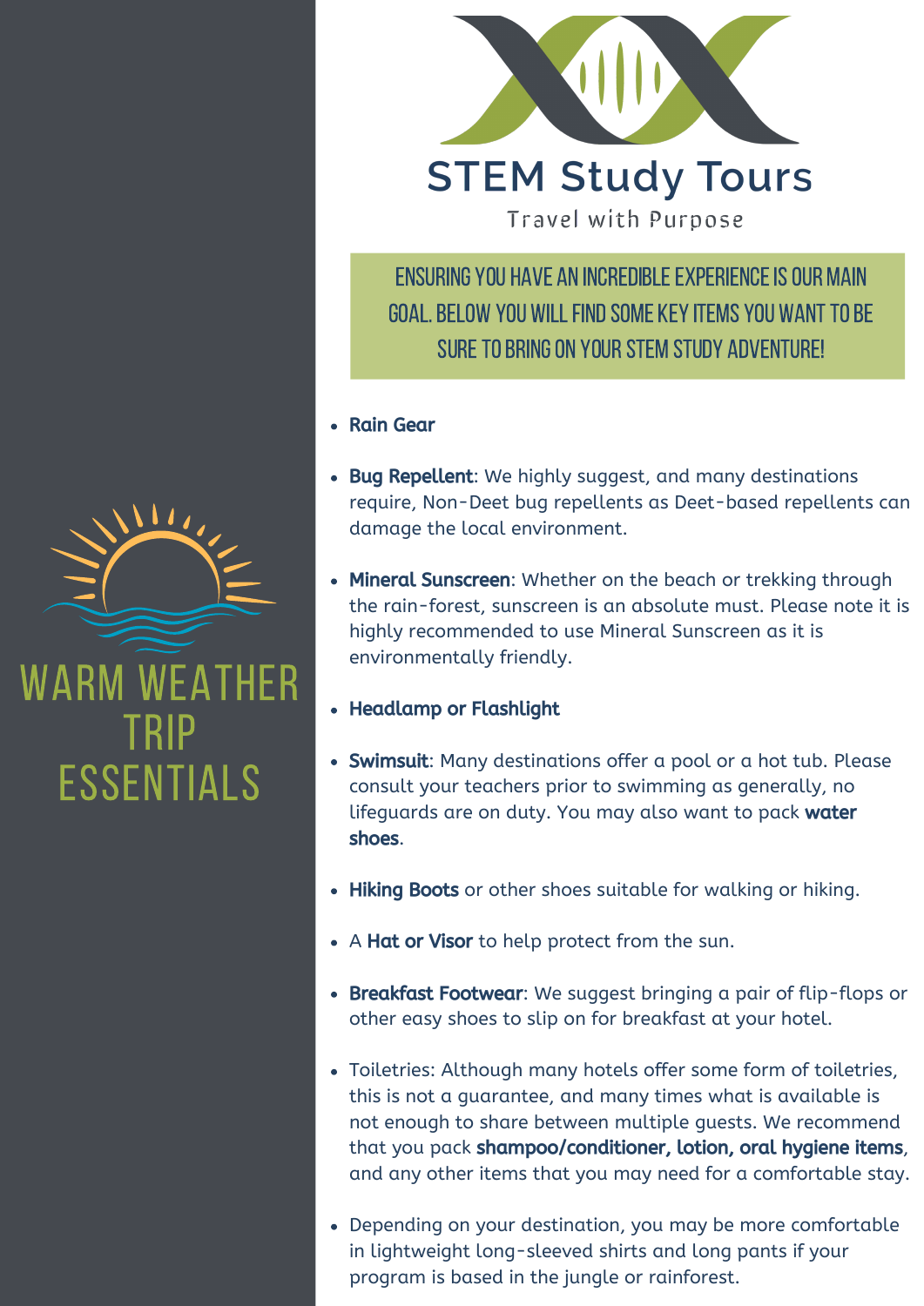# STEM Study Tours

Travel with Purpose

## WARM WEATHER TRIP ESSENTIALS

ENSURING YOU HAVE AN INCREDIBLE EXPERIENCE IS OUR MAIN GOAL. BELOW YOU WILL FIND SOME KEY ITEMS YOU WANT TO BE SURE TO BRING ON YOUR STEM STUDY ADVENTURE!

- **Rain Gear**
- **Bug Repellent**: We highly suggest, and many destinations require, Non-Deet bug repellents as Deet-based repellents can damage the local environment.
- **Mineral Sunscreen**: Whether on the beach or trekking through the rain-forest, sunscreen is an absolute must. Please note it is highly recommended to use Mineral Sunscreen as it is environmentally friendly.
- **Headlamp or Flashlight**
- **Swimsuit**: Many destinations offer a pool or a hot tub. Please consult your teachers prior to swimming as generally, no lifeguards are on duty. You may also want to pack **water shoes**.
- **Hiking Boots** or other shoes suitable for walking or hiking.
- A **Hat or Visor** to help protect from the sun.
- **Breakfast Footwear**: We suggest bringing a pair of flip-flops or other easy shoes to slip on for breakfast at your hotel.
- Toiletries: Although many hotels offer some form of toiletries, this is not a guarantee, and many times what is available is not enough to share between multiple guests. We recommend that you pack **shampoo/conditioner, lotion, oral hygiene items**, and any other items that you may need for a comfortable stay.
- Depending on your destination, you may be more comfortable in lightweight long-sleeved shirts and long pants if your program is based in the jungle or rainforest.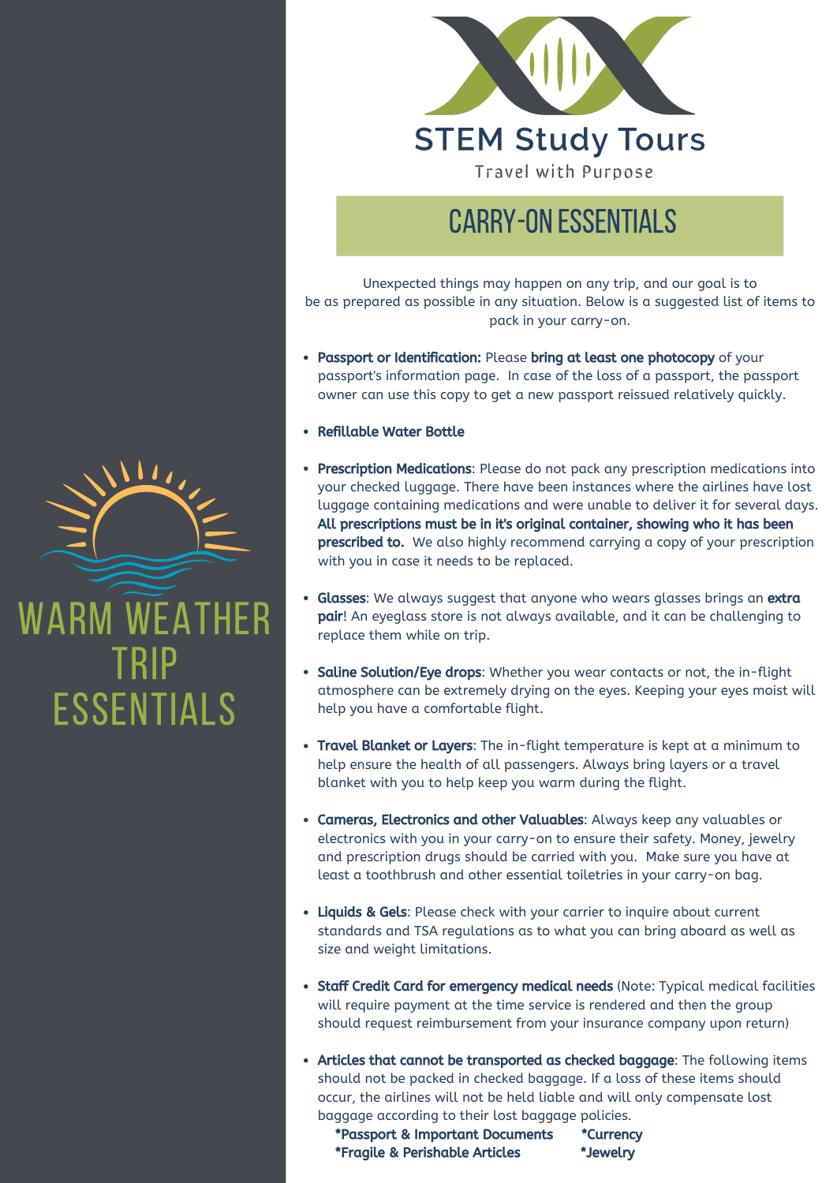# WARM WEATHER TRIP ESSENTIALS

STEM Study Tours

Travel with Purpose

## CARRY-ON ESSENTIALS

Unexpected things may happen on any trip, and our goal is to be as prepared as possible in any situation. Below is a suggested list of items to pack in your carry-on.

- **Passport or Identification:** Please **bring at least one photocopy** of your passport's information page. In case of the loss of a passport, the passport owner can use this copy to get a new passport reissued relatively quickly.
- **Refillable Water Bottle**
- **Prescription Medications**: Please do not pack any prescription medications into your checked luggage. There have been instances where the airlines have lost luggage containing medications and were unable to deliver it for several days. **All prescriptions must be in it's original container, showing who it has been prescribed to.** We also highly recommend carrying a copy of your prescription with you in case it needs to be replaced.
- **Glasses**: We always suggest that anyone who wears glasses brings an **extra pair**! An eyeglass store is not always available, and it can be challenging to replace them while on trip.
- **Saline Solution/Eye drops**: Whether you wear contacts or not, the in-flight atmosphere can be extremely drying on the eyes. Keeping your eyes moist will help you have a comfortable flight.
- **Travel Blanket or Layers**: The in-flight temperature is kept at a minimum to help ensure the health of all passengers. Always bring layers or a travel blanket with you to help keep you warm during the flight.
- **Cameras, Electronics and other Valuables**: Always keep any valuables or electronics with you in your carry-on to ensure their safety. Money, jewelry and prescription drugs should be carried with you. Make sure you have at least a toothbrush and other essential toiletries in your carry-on bag.
- **Liquids & Gels**: Please check with your carrier to inquire about current standards and TSA regulations as to what you can bring aboard as well as size and weight limitations.
- **Staff Credit Card for emergency medical needs** (Note: Typical medical facilities will require payment at the time service is rendered and then the group should request reimbursement from your insurance company upon return)
- **Articles that cannot be transported as checked baggage**: The following items should not be packed in checked baggage. If a loss of these items should occur, the airlines will not be held liable and will only compensate lost baggage according to their lost baggage policies.

  **\*Passport & Important Documents** **\*Currency**
  **\*Fragile & Perishable Articles** **\*Jewelry**